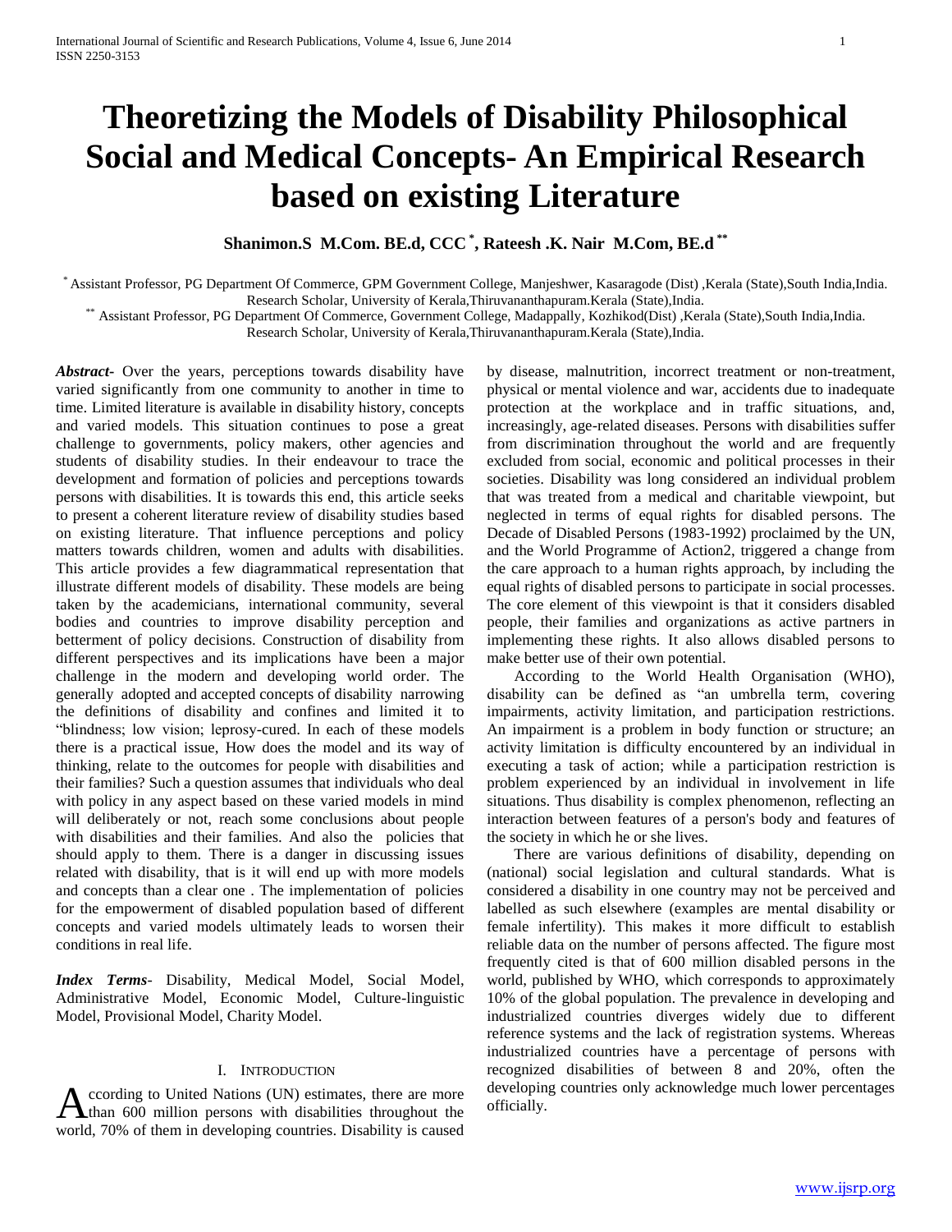# Theoretizing the Models of Disability Philosophical Social and Medical Concepts- An Empirical Research based on existing Literature

**Shanimon.S M.Com. BE.d, CCC [*], Rateesh .K. Nair M.Com, BE.d [**]**

[*] Assistant Professor, PG Department Of Commerce, GPM Government College, Manjeshwer, Kasaragode (Dist) ,Kerala (State),South India,India. Research Scholar, University of Kerala,Thiruvananthapuram.Kerala (State),India.

[**] Assistant Professor, PG Department Of Commerce, Government College, Madappally, Kozhikod(Dist) ,Kerala (State),South India,India. Research Scholar, University of Kerala,Thiruvananthapuram.Kerala (State),India.

***Abstract*****-** Over the years, perceptions towards disability have varied significantly from one community to another in time to time. Limited literature is available in disability history, concepts and varied models. This situation continues to pose a great challenge to governments, policy makers, other agencies and students of disability studies. In their endeavour to trace the development and formation of policies and perceptions towards persons with disabilities. It is towards this end, this article seeks to present a coherent literature review of disability studies based on existing literature. That influence perceptions and policy matters towards children, women and adults with disabilities. This article provides a few diagrammatical representation that illustrate different models of disability. These models are being taken by the academicians, international community, several bodies and countries to improve disability perception and betterment of policy decisions. Construction of disability from different perspectives and its implications have been a major challenge in the modern and developing world order. The generally adopted and accepted concepts of disability narrowing the definitions of disability and confines and limited it to "blindness; low vision; leprosy-cured. In each of these models there is a practical issue, How does the model and its way of thinking, relate to the outcomes for people with disabilities and their families? Such a question assumes that individuals who deal with policy in any aspect based on these varied models in mind will deliberately or not, reach some conclusions about people with disabilities and their families. And also the policies that should apply to them. There is a danger in discussing issues related with disability, that is it will end up with more models and concepts than a clear one . The implementation of policies for the empowerment of disabled population based of different concepts and varied models ultimately leads to worsen their conditions in real life.

***Index Terms*****-** Disability, Medical Model, Social Model, Administrative Model, Economic Model, Culture-linguistic Model, Provisional Model, Charity Model.

## I. Introduction

According to United Nations (UN) estimates, there are more than 600 million persons with disabilities throughout the world, 70% of them in developing countries. Disability is caused by disease, malnutrition, incorrect treatment or non-treatment, physical or mental violence and war, accidents due to inadequate protection at the workplace and in traffic situations, and, increasingly, age-related diseases. Persons with disabilities suffer from discrimination throughout the world and are frequently excluded from social, economic and political processes in their societies. Disability was long considered an individual problem that was treated from a medical and charitable viewpoint, but neglected in terms of equal rights for disabled persons. The Decade of Disabled Persons (1983-1992) proclaimed by the UN, and the World Programme of Action2, triggered a change from the care approach to a human rights approach, by including the equal rights of disabled persons to participate in social processes. The core element of this viewpoint is that it considers disabled people, their families and organizations as active partners in implementing these rights. It also allows disabled persons to make better use of their own potential.

According to the World Health Organisation (WHO), disability can be defined as "an umbrella term, covering impairments, activity limitation, and participation restrictions. An impairment is a problem in body function or structure; an activity limitation is difficulty encountered by an individual in executing a task of action; while a participation restriction is problem experienced by an individual in involvement in life situations. Thus disability is complex phenomenon, reflecting an interaction between features of a person's body and features of the society in which he or she lives.

There are various definitions of disability, depending on (national) social legislation and cultural standards. What is considered a disability in one country may not be perceived and labelled as such elsewhere (examples are mental disability or female infertility). This makes it more difficult to establish reliable data on the number of persons affected. The figure most frequently cited is that of 600 million disabled persons in the world, published by WHO, which corresponds to approximately 10% of the global population. The prevalence in developing and industrialized countries diverges widely due to different reference systems and the lack of registration systems. Whereas industrialized countries have a percentage of persons with recognized disabilities of between 8 and 20%, often the developing countries only acknowledge much lower percentages officially.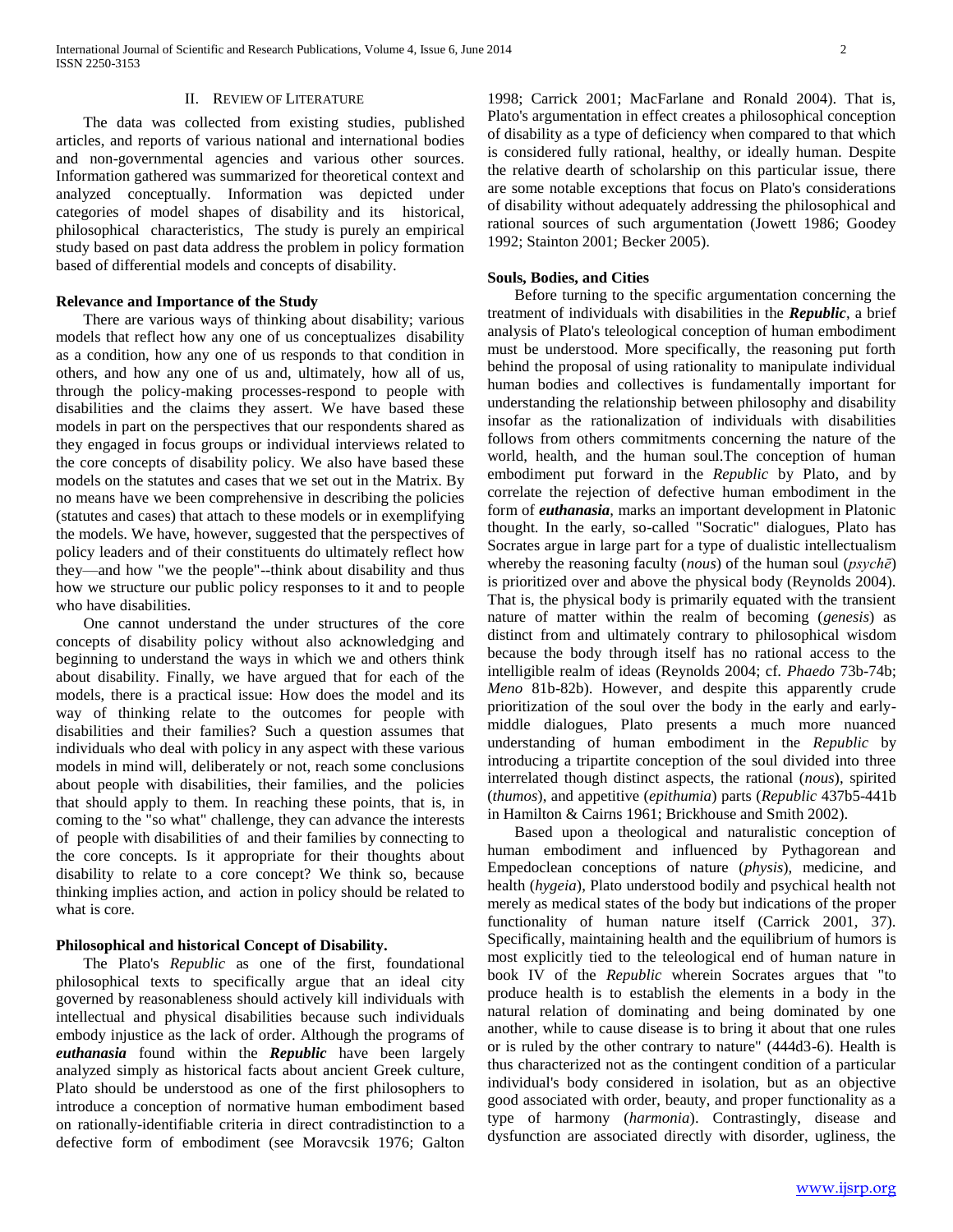## II. Review of Literature

The data was collected from existing studies, published articles, and reports of various national and international bodies and non-governmental agencies and various other sources. Information gathered was summarized for theoretical context and analyzed conceptually. Information was depicted under categories of model shapes of disability and its historical, philosophical characteristics, The study is purely an empirical study based on past data address the problem in policy formation based of differential models and concepts of disability.

### Relevance and Importance of the Study

There are various ways of thinking about disability; various models that reflect how any one of us conceptualizes disability as a condition, how any one of us responds to that condition in others, and how any one of us and, ultimately, how all of us, through the policy-making processes-respond to people with disabilities and the claims they assert. We have based these models in part on the perspectives that our respondents shared as they engaged in focus groups or individual interviews related to the core concepts of disability policy. We also have based these models on the statutes and cases that we set out in the Matrix. By no means have we been comprehensive in describing the policies (statutes and cases) that attach to these models or in exemplifying the models. We have, however, suggested that the perspectives of policy leaders and of their constituents do ultimately reflect how they—and how "we the people"--think about disability and thus how we structure our public policy responses to it and to people who have disabilities.

One cannot understand the under structures of the core concepts of disability policy without also acknowledging and beginning to understand the ways in which we and others think about disability. Finally, we have argued that for each of the models, there is a practical issue: How does the model and its way of thinking relate to the outcomes for people with disabilities and their families? Such a question assumes that individuals who deal with policy in any aspect with these various models in mind will, deliberately or not, reach some conclusions about people with disabilities, their families, and the policies that should apply to them. In reaching these points, that is, in coming to the "so what" challenge, they can advance the interests of people with disabilities of and their families by connecting to the core concepts. Is it appropriate for their thoughts about disability to relate to a core concept? We think so, because thinking implies action, and action in policy should be related to what is core.

### Philosophical and historical Concept of Disability.

The Plato's *Republic* as one of the first, foundational philosophical texts to specifically argue that an ideal city governed by reasonableness should actively kill individuals with intellectual and physical disabilities because such individuals embody injustice as the lack of order. Although the programs of ***euthanasia*** found within the ***Republic*** have been largely analyzed simply as historical facts about ancient Greek culture, Plato should be understood as one of the first philosophers to introduce a conception of normative human embodiment based on rationally-identifiable criteria in direct contradistinction to a defective form of embodiment (see Moravcsik 1976; Galton 1998; Carrick 2001; MacFarlane and Ronald 2004). That is, Plato's argumentation in effect creates a philosophical conception of disability as a type of deficiency when compared to that which is considered fully rational, healthy, or ideally human. Despite the relative dearth of scholarship on this particular issue, there are some notable exceptions that focus on Plato's considerations of disability without adequately addressing the philosophical and rational sources of such argumentation (Jowett 1986; Goodey 1992; Stainton 2001; Becker 2005).

### Souls, Bodies, and Cities

Before turning to the specific argumentation concerning the treatment of individuals with disabilities in the ***Republic***, a brief analysis of Plato's teleological conception of human embodiment must be understood. More specifically, the reasoning put forth behind the proposal of using rationality to manipulate individual human bodies and collectives is fundamentally important for understanding the relationship between philosophy and disability insofar as the rationalization of individuals with disabilities follows from others commitments concerning the nature of the world, health, and the human soul.The conception of human embodiment put forward in the *Republic* by Plato, and by correlate the rejection of defective human embodiment in the form of ***euthanasia***, marks an important development in Platonic thought. In the early, so-called "Socratic" dialogues, Plato has Socrates argue in large part for a type of dualistic intellectualism whereby the reasoning faculty (*nous*) of the human soul (*psychē*) is prioritized over and above the physical body (Reynolds 2004). That is, the physical body is primarily equated with the transient nature of matter within the realm of becoming (*genesis*) as distinct from and ultimately contrary to philosophical wisdom because the body through itself has no rational access to the intelligible realm of ideas (Reynolds 2004; cf. *Phaedo* 73b-74b; *Meno* 81b-82b). However, and despite this apparently crude prioritization of the soul over the body in the early and early-middle dialogues, Plato presents a much more nuanced understanding of human embodiment in the *Republic* by introducing a tripartite conception of the soul divided into three interrelated though distinct aspects, the rational (*nous*), spirited (*thumos*), and appetitive (*epithumia*) parts (*Republic* 437b5-441b in Hamilton & Cairns 1961; Brickhouse and Smith 2002).

Based upon a theological and naturalistic conception of human embodiment and influenced by Pythagorean and Empedoclean conceptions of nature (*physis*), medicine, and health (*hygeia*), Plato understood bodily and psychical health not merely as medical states of the body but indications of the proper functionality of human nature itself (Carrick 2001, 37). Specifically, maintaining health and the equilibrium of humors is most explicitly tied to the teleological end of human nature in book IV of the *Republic* wherein Socrates argues that "to produce health is to establish the elements in a body in the natural relation of dominating and being dominated by one another, while to cause disease is to bring it about that one rules or is ruled by the other contrary to nature" (444d3-6). Health is thus characterized not as the contingent condition of a particular individual's body considered in isolation, but as an objective good associated with order, beauty, and proper functionality as a type of harmony (*harmonia*). Contrastingly, disease and dysfunction are associated directly with disorder, ugliness, the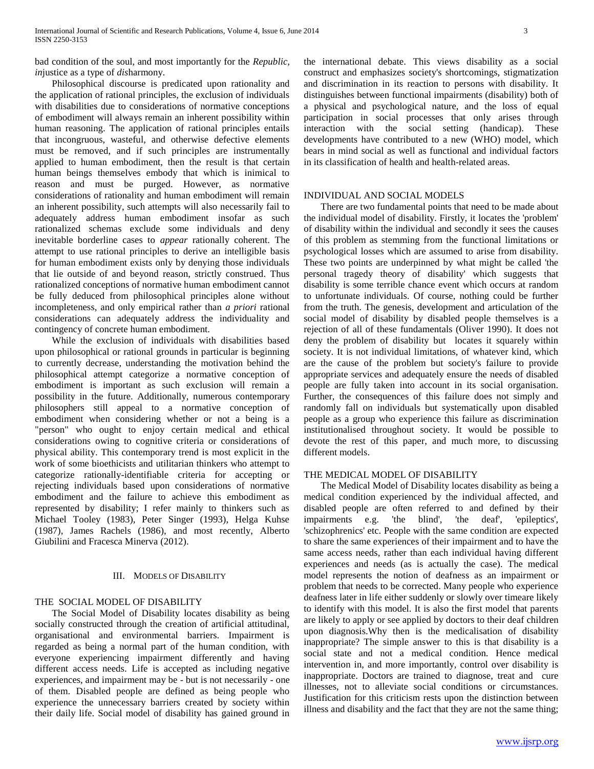bad condition of the soul, and most importantly for the *Republic*, *in*justice as a type of *dis*harmony.

Philosophical discourse is predicated upon rationality and the application of rational principles, the exclusion of individuals with disabilities due to considerations of normative conceptions of embodiment will always remain an inherent possibility within human reasoning. The application of rational principles entails that incongruous, wasteful, and otherwise defective elements must be removed, and if such principles are instrumentally applied to human embodiment, then the result is that certain human beings themselves embody that which is inimical to reason and must be purged. However, as normative considerations of rationality and human embodiment will remain an inherent possibility, such attempts will also necessarily fail to adequately address human embodiment insofar as such rationalized schemas exclude some individuals and deny inevitable borderline cases to *appear* rationally coherent. The attempt to use rational principles to derive an intelligible basis for human embodiment exists only by denying those individuals that lie outside of and beyond reason, strictly construed. Thus rationalized conceptions of normative human embodiment cannot be fully deduced from philosophical principles alone without incompleteness, and only empirical rather than *a priori* rational considerations can adequately address the individuality and contingency of concrete human embodiment.

While the exclusion of individuals with disabilities based upon philosophical or rational grounds in particular is beginning to currently decrease, understanding the motivation behind the philosophical attempt categorize a normative conception of embodiment is important as such exclusion will remain a possibility in the future. Additionally, numerous contemporary philosophers still appeal to a normative conception of embodiment when considering whether or not a being is a "person" who ought to enjoy certain medical and ethical considerations owing to cognitive criteria or considerations of physical ability. This contemporary trend is most explicit in the work of some bioethicists and utilitarian thinkers who attempt to categorize rationally-identifiable criteria for accepting or rejecting individuals based upon considerations of normative embodiment and the failure to achieve this embodiment as represented by disability; I refer mainly to thinkers such as Michael Tooley (1983), Peter Singer (1993), Helga Kuhse (1987), James Rachels (1986), and most recently, Alberto Giubilini and Fracesca Minerva (2012).

## III. Models of Disability

### THE SOCIAL MODEL OF DISABILITY

The Social Model of Disability locates disability as being socially constructed through the creation of artificial attitudinal, organisational and environmental barriers. Impairment is regarded as being a normal part of the human condition, with everyone experiencing impairment differently and having different access needs. Life is accepted as including negative experiences, and impairment may be - but is not necessarily - one of them. Disabled people are defined as being people who experience the unnecessary barriers created by society within their daily life. Social model of disability has gained ground in the international debate. This views disability as a social construct and emphasizes society's shortcomings, stigmatization and discrimination in its reaction to persons with disability. It distinguishes between functional impairments (disability) both of a physical and psychological nature, and the loss of equal participation in social processes that only arises through interaction with the social setting (handicap). These developments have contributed to a new (WHO) model, which bears in mind social as well as functional and individual factors in its classification of health and health-related areas.

### INDIVIDUAL AND SOCIAL MODELS

There are two fundamental points that need to be made about the individual model of disability. Firstly, it locates the 'problem' of disability within the individual and secondly it sees the causes of this problem as stemming from the functional limitations or psychological losses which are assumed to arise from disability. These two points are underpinned by what might be called 'the personal tragedy theory of disability' which suggests that disability is some terrible chance event which occurs at random to unfortunate individuals. Of course, nothing could be further from the truth. The genesis, development and articulation of the social model of disability by disabled people themselves is a rejection of all of these fundamentals (Oliver 1990). It does not deny the problem of disability but locates it squarely within society. It is not individual limitations, of whatever kind, which are the cause of the problem but society's failure to provide appropriate services and adequately ensure the needs of disabled people are fully taken into account in its social organisation. Further, the consequences of this failure does not simply and randomly fall on individuals but systematically upon disabled people as a group who experience this failure as discrimination institutionalised throughout society. It would be possible to devote the rest of this paper, and much more, to discussing different models.

### THE MEDICAL MODEL OF DISABILITY

The Medical Model of Disability locates disability as being a medical condition experienced by the individual affected, and disabled people are often referred to and defined by their impairments e.g. 'the blind', 'the deaf', 'epileptics', 'schizophrenics' etc. People with the same condition are expected to share the same experiences of their impairment and to have the same access needs, rather than each individual having different experiences and needs (as is actually the case). The medical model represents the notion of deafness as an impairment or problem that needs to be corrected. Many people who experience deafness later in life either suddenly or slowly over timeare likely to identify with this model. It is also the first model that parents are likely to apply or see applied by doctors to their deaf children upon diagnosis.Why then is the medicalisation of disability inappropriate? The simple answer to this is that disability is a social state and not a medical condition. Hence medical intervention in, and more importantly, control over disability is inappropriate. Doctors are trained to diagnose, treat and cure illnesses, not to alleviate social conditions or circumstances. Justification for this criticism rests upon the distinction between illness and disability and the fact that they are not the same thing;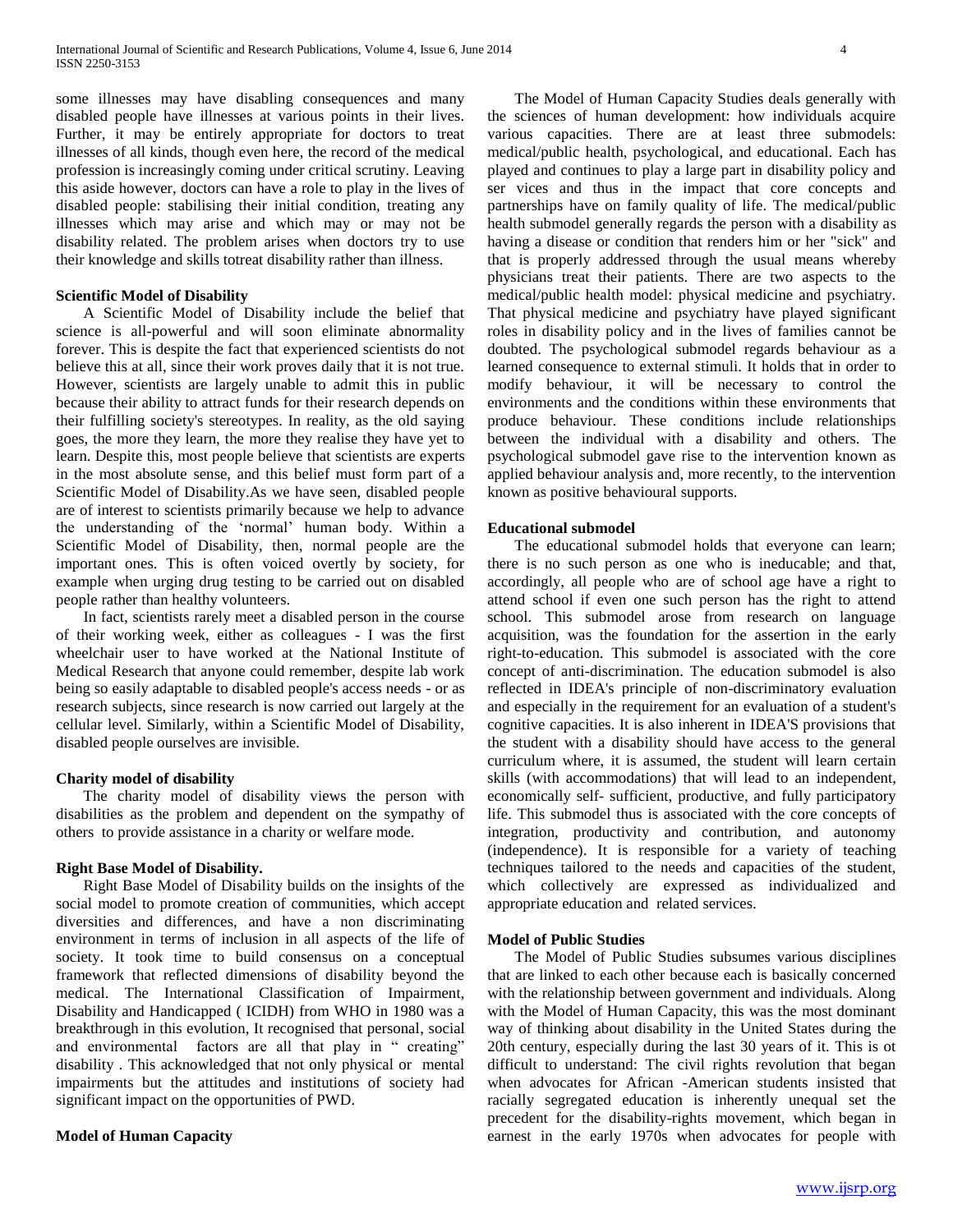some illnesses may have disabling consequences and many disabled people have illnesses at various points in their lives. Further, it may be entirely appropriate for doctors to treat illnesses of all kinds, though even here, the record of the medical profession is increasingly coming under critical scrutiny. Leaving this aside however, doctors can have a role to play in the lives of disabled people: stabilising their initial condition, treating any illnesses which may arise and which may or may not be disability related. The problem arises when doctors try to use their knowledge and skills totreat disability rather than illness.

### Scientific Model of Disability

A Scientific Model of Disability include the belief that science is all-powerful and will soon eliminate abnormality forever. This is despite the fact that experienced scientists do not believe this at all, since their work proves daily that it is not true. However, scientists are largely unable to admit this in public because their ability to attract funds for their research depends on their fulfilling society's stereotypes. In reality, as the old saying goes, the more they learn, the more they realise they have yet to learn. Despite this, most people believe that scientists are experts in the most absolute sense, and this belief must form part of a Scientific Model of Disability.As we have seen, disabled people are of interest to scientists primarily because we help to advance the understanding of the 'normal' human body. Within a Scientific Model of Disability, then, normal people are the important ones. This is often voiced overtly by society, for example when urging drug testing to be carried out on disabled people rather than healthy volunteers.

In fact, scientists rarely meet a disabled person in the course of their working week, either as colleagues - I was the first wheelchair user to have worked at the National Institute of Medical Research that anyone could remember, despite lab work being so easily adaptable to disabled people's access needs - or as research subjects, since research is now carried out largely at the cellular level. Similarly, within a Scientific Model of Disability, disabled people ourselves are invisible.

### Charity model of disability

The charity model of disability views the person with disabilities as the problem and dependent on the sympathy of others to provide assistance in a charity or welfare mode.

### Right Base Model of Disability.

Right Base Model of Disability builds on the insights of the social model to promote creation of communities, which accept diversities and differences, and have a non discriminating environment in terms of inclusion in all aspects of the life of society. It took time to build consensus on a conceptual framework that reflected dimensions of disability beyond the medical. The International Classification of Impairment, Disability and Handicapped ( ICIDH) from WHO in 1980 was a breakthrough in this evolution, It recognised that personal, social and environmental factors are all that play in " creating" disability . This acknowledged that not only physical or mental impairments but the attitudes and institutions of society had significant impact on the opportunities of PWD.

### Model of Human Capacity

The Model of Human Capacity Studies deals generally with the sciences of human development: how individuals acquire various capacities. There are at least three submodels: medical/public health, psychological, and educational. Each has played and continues to play a large part in disability policy and ser vices and thus in the impact that core concepts and partnerships have on family quality of life. The medical/public health submodel generally regards the person with a disability as having a disease or condition that renders him or her "sick" and that is properly addressed through the usual means whereby physicians treat their patients. There are two aspects to the medical/public health model: physical medicine and psychiatry. That physical medicine and psychiatry have played significant roles in disability policy and in the lives of families cannot be doubted. The psychological submodel regards behaviour as a learned consequence to external stimuli. It holds that in order to modify behaviour, it will be necessary to control the environments and the conditions within these environments that produce behaviour. These conditions include relationships between the individual with a disability and others. The psychological submodel gave rise to the intervention known as applied behaviour analysis and, more recently, to the intervention known as positive behavioural supports.

### Educational submodel

The educational submodel holds that everyone can learn; there is no such person as one who is ineducable; and that, accordingly, all people who are of school age have a right to attend school if even one such person has the right to attend school. This submodel arose from research on language acquisition, was the foundation for the assertion in the early right-to-education. This submodel is associated with the core concept of anti-discrimination. The education submodel is also reflected in IDEA's principle of non-discriminatory evaluation and especially in the requirement for an evaluation of a student's cognitive capacities. It is also inherent in IDEA'S provisions that the student with a disability should have access to the general curriculum where, it is assumed, the student will learn certain skills (with accommodations) that will lead to an independent, economically self- sufficient, productive, and fully participatory life. This submodel thus is associated with the core concepts of integration, productivity and contribution, and autonomy (independence). It is responsible for a variety of teaching techniques tailored to the needs and capacities of the student, which collectively are expressed as individualized and appropriate education and related services.

### Model of Public Studies

The Model of Public Studies subsumes various disciplines that are linked to each other because each is basically concerned with the relationship between government and individuals. Along with the Model of Human Capacity, this was the most dominant way of thinking about disability in the United States during the 20th century, especially during the last 30 years of it. This is ot difficult to understand: The civil rights revolution that began when advocates for African -American students insisted that racially segregated education is inherently unequal set the precedent for the disability-rights movement, which began in earnest in the early 1970s when advocates for people with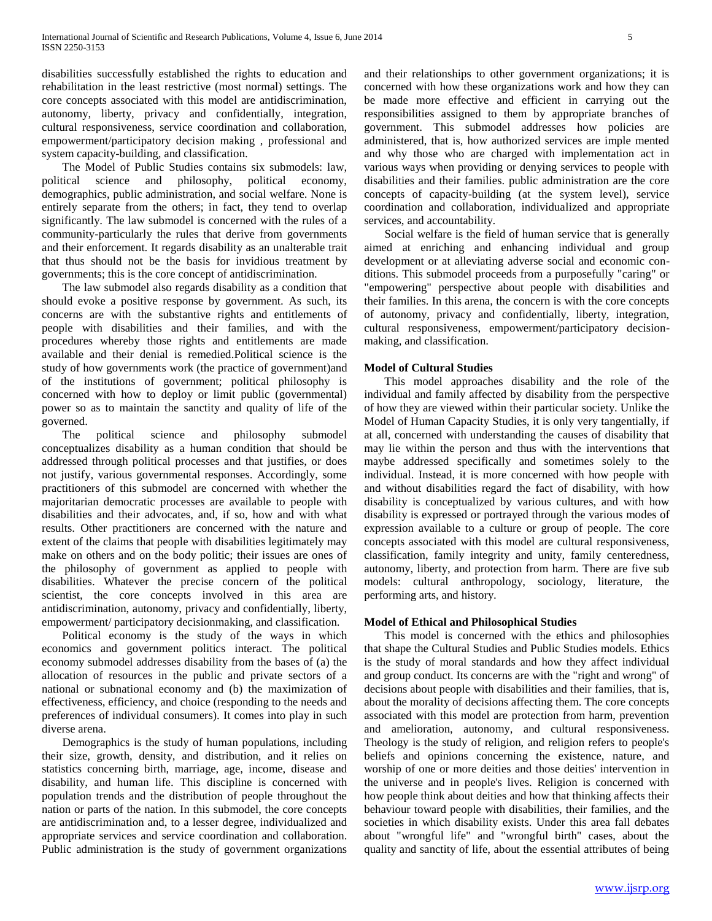disabilities successfully established the rights to education and rehabilitation in the least restrictive (most normal) settings. The core concepts associated with this model are antidiscrimination, autonomy, liberty, privacy and confidentially, integration, cultural responsiveness, service coordination and collaboration, empowerment/participatory decision making , professional and system capacity-building, and classification.

The Model of Public Studies contains six submodels: law, political science and philosophy, political economy, demographics, public administration, and social welfare. None is entirely separate from the others; in fact, they tend to overlap significantly. The law submodel is concerned with the rules of a community-particularly the rules that derive from governments and their enforcement. It regards disability as an unalterable trait that thus should not be the basis for invidious treatment by governments; this is the core concept of antidiscrimination.

The law submodel also regards disability as a condition that should evoke a positive response by government. As such, its concerns are with the substantive rights and entitlements of people with disabilities and their families, and with the procedures whereby those rights and entitlements are made available and their denial is remedied.Political science is the study of how governments work (the practice of government)and of the institutions of government; political philosophy is concerned with how to deploy or limit public (governmental) power so as to maintain the sanctity and quality of life of the governed.

The political science and philosophy submodel conceptualizes disability as a human condition that should be addressed through political processes and that justifies, or does not justify, various governmental responses. Accordingly, some practitioners of this submodel are concerned with whether the majoritarian democratic processes are available to people with disabilities and their advocates, and, if so, how and with what results. Other practitioners are concerned with the nature and extent of the claims that people with disabilities legitimately may make on others and on the body politic; their issues are ones of the philosophy of government as applied to people with disabilities. Whatever the precise concern of the political scientist, the core concepts involved in this area are antidiscrimination, autonomy, privacy and confidentially, liberty, empowerment/ participatory decisionmaking, and classification.

Political economy is the study of the ways in which economics and government politics interact. The political economy submodel addresses disability from the bases of (a) the allocation of resources in the public and private sectors of a national or subnational economy and (b) the maximization of effectiveness, efficiency, and choice (responding to the needs and preferences of individual consumers). It comes into play in such diverse arena.

Demographics is the study of human populations, including their size, growth, density, and distribution, and it relies on statistics concerning birth, marriage, age, income, disease and disability, and human life. This discipline is concerned with population trends and the distribution of people throughout the nation or parts of the nation. In this submodel, the core concepts are antidiscrimination and, to a lesser degree, individualized and appropriate services and service coordination and collaboration. Public administration is the study of government organizations and their relationships to other government organizations; it is concerned with how these organizations work and how they can be made more effective and efficient in carrying out the responsibilities assigned to them by appropriate branches of government. This submodel addresses how policies are administered, that is, how authorized services are imple mented and why those who are charged with implementation act in various ways when providing or denying services to people with disabilities and their families. public administration are the core concepts of capacity-building (at the system level), service coordination and collaboration, individualized and appropriate services, and accountability.

Social welfare is the field of human service that is generally aimed at enriching and enhancing individual and group development or at alleviating adverse social and economic conditions. This submodel proceeds from a purposefully "caring" or "empowering" perspective about people with disabilities and their families. In this arena, the concern is with the core concepts of autonomy, privacy and confidentially, liberty, integration, cultural responsiveness, empowerment/participatory decision-making, and classification.

### Model of Cultural Studies

This model approaches disability and the role of the individual and family affected by disability from the perspective of how they are viewed within their particular society. Unlike the Model of Human Capacity Studies, it is only very tangentially, if at all, concerned with understanding the causes of disability that may lie within the person and thus with the interventions that maybe addressed specifically and sometimes solely to the individual. Instead, it is more concerned with how people with and without disabilities regard the fact of disability, with how disability is conceptualized by various cultures, and with how disability is expressed or portrayed through the various modes of expression available to a culture or group of people. The core concepts associated with this model are cultural responsiveness, classification, family integrity and unity, family centeredness, autonomy, liberty, and protection from harm. There are five sub models: cultural anthropology, sociology, literature, the performing arts, and history.

### Model of Ethical and Philosophical Studies

This model is concerned with the ethics and philosophies that shape the Cultural Studies and Public Studies models. Ethics is the study of moral standards and how they affect individual and group conduct. Its concerns are with the "right and wrong" of decisions about people with disabilities and their families, that is, about the morality of decisions affecting them. The core concepts associated with this model are protection from harm, prevention and amelioration, autonomy, and cultural responsiveness. Theology is the study of religion, and religion refers to people's beliefs and opinions concerning the existence, nature, and worship of one or more deities and those deities' intervention in the universe and in people's lives. Religion is concerned with how people think about deities and how that thinking affects their behaviour toward people with disabilities, their families, and the societies in which disability exists. Under this area fall debates about "wrongful life" and "wrongful birth" cases, about the quality and sanctity of life, about the essential attributes of being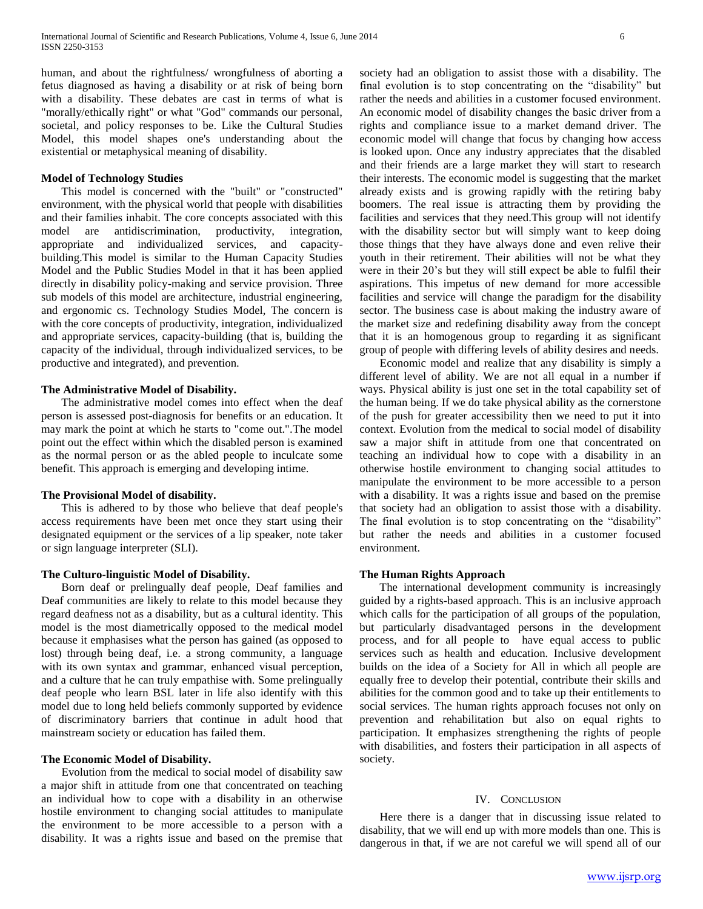human, and about the rightfulness/ wrongfulness of aborting a fetus diagnosed as having a disability or at risk of being born with a disability. These debates are cast in terms of what is "morally/ethically right" or what "God" commands our personal, societal, and policy responses to be. Like the Cultural Studies Model, this model shapes one's understanding about the existential or metaphysical meaning of disability.

**Model of Technology Studies**

This model is concerned with the "built" or "constructed" environment, with the physical world that people with disabilities and their families inhabit. The core concepts associated with this model are antidiscrimination, productivity, integration, appropriate and individualized services, and capacity-building.This model is similar to the Human Capacity Studies Model and the Public Studies Model in that it has been applied directly in disability policy-making and service provision. Three sub models of this model are architecture, industrial engineering, and ergonomic cs. Technology Studies Model, The concern is with the core concepts of productivity, integration, individualized and appropriate services, capacity-building (that is, building the capacity of the individual, through individualized services, to be productive and integrated), and prevention.

**The Administrative Model of Disability.**

The administrative model comes into effect when the deaf person is assessed post-diagnosis for benefits or an education. It may mark the point at which he starts to "come out.".The model point out the effect within which the disabled person is examined as the normal person or as the abled people to inculcate some benefit. This approach is emerging and developing intime.

**The Provisional Model of disability.**

This is adhered to by those who believe that deaf people's access requirements have been met once they start using their designated equipment or the services of a lip speaker, note taker or sign language interpreter (SLI).

**The Culturo-linguistic Model of Disability.**

Born deaf or prelingually deaf people, Deaf families and Deaf communities are likely to relate to this model because they regard deafness not as a disability, but as a cultural identity. This model is the most diametrically opposed to the medical model because it emphasises what the person has gained (as opposed to lost) through being deaf, i.e. a strong community, a language with its own syntax and grammar, enhanced visual perception, and a culture that he can truly empathise with. Some prelingually deaf people who learn BSL later in life also identify with this model due to long held beliefs commonly supported by evidence of discriminatory barriers that continue in adult hood that mainstream society or education has failed them.

**The Economic Model of Disability.**

Evolution from the medical to social model of disability saw a major shift in attitude from one that concentrated on teaching an individual how to cope with a disability in an otherwise hostile environment to changing social attitudes to manipulate the environment to be more accessible to a person with a disability. It was a rights issue and based on the premise that society had an obligation to assist those with a disability. The final evolution is to stop concentrating on the "disability" but rather the needs and abilities in a customer focused environment. An economic model of disability changes the basic driver from a rights and compliance issue to a market demand driver. The economic model will change that focus by changing how access is looked upon. Once any industry appreciates that the disabled and their friends are a large market they will start to research their interests. The economic model is suggesting that the market already exists and is growing rapidly with the retiring baby boomers. The real issue is attracting them by providing the facilities and services that they need.This group will not identify with the disability sector but will simply want to keep doing those things that they have always done and even relive their youth in their retirement. Their abilities will not be what they were in their 20's but they will still expect be able to fulfil their aspirations. This impetus of new demand for more accessible facilities and service will change the paradigm for the disability sector. The business case is about making the industry aware of the market size and redefining disability away from the concept that it is an homogenous group to regarding it as significant group of people with differing levels of ability desires and needs.

Economic model and realize that any disability is simply a different level of ability. We are not all equal in a number if ways. Physical ability is just one set in the total capability set of the human being. If we do take physical ability as the cornerstone of the push for greater accessibility then we need to put it into context. Evolution from the medical to social model of disability saw a major shift in attitude from one that concentrated on teaching an individual how to cope with a disability in an otherwise hostile environment to changing social attitudes to manipulate the environment to be more accessible to a person with a disability. It was a rights issue and based on the premise that society had an obligation to assist those with a disability. The final evolution is to stop concentrating on the "disability" but rather the needs and abilities in a customer focused environment.

**The Human Rights Approach**

The international development community is increasingly guided by a rights-based approach. This is an inclusive approach which calls for the participation of all groups of the population, but particularly disadvantaged persons in the development process, and for all people to have equal access to public services such as health and education. Inclusive development builds on the idea of a Society for All in which all people are equally free to develop their potential, contribute their skills and abilities for the common good and to take up their entitlements to social services. The human rights approach focuses not only on prevention and rehabilitation but also on equal rights to participation. It emphasizes strengthening the rights of people with disabilities, and fosters their participation in all aspects of society.

## IV. Conclusion

Here there is a danger that in discussing issue related to disability, that we will end up with more models than one. This is dangerous in that, if we are not careful we will spend all of our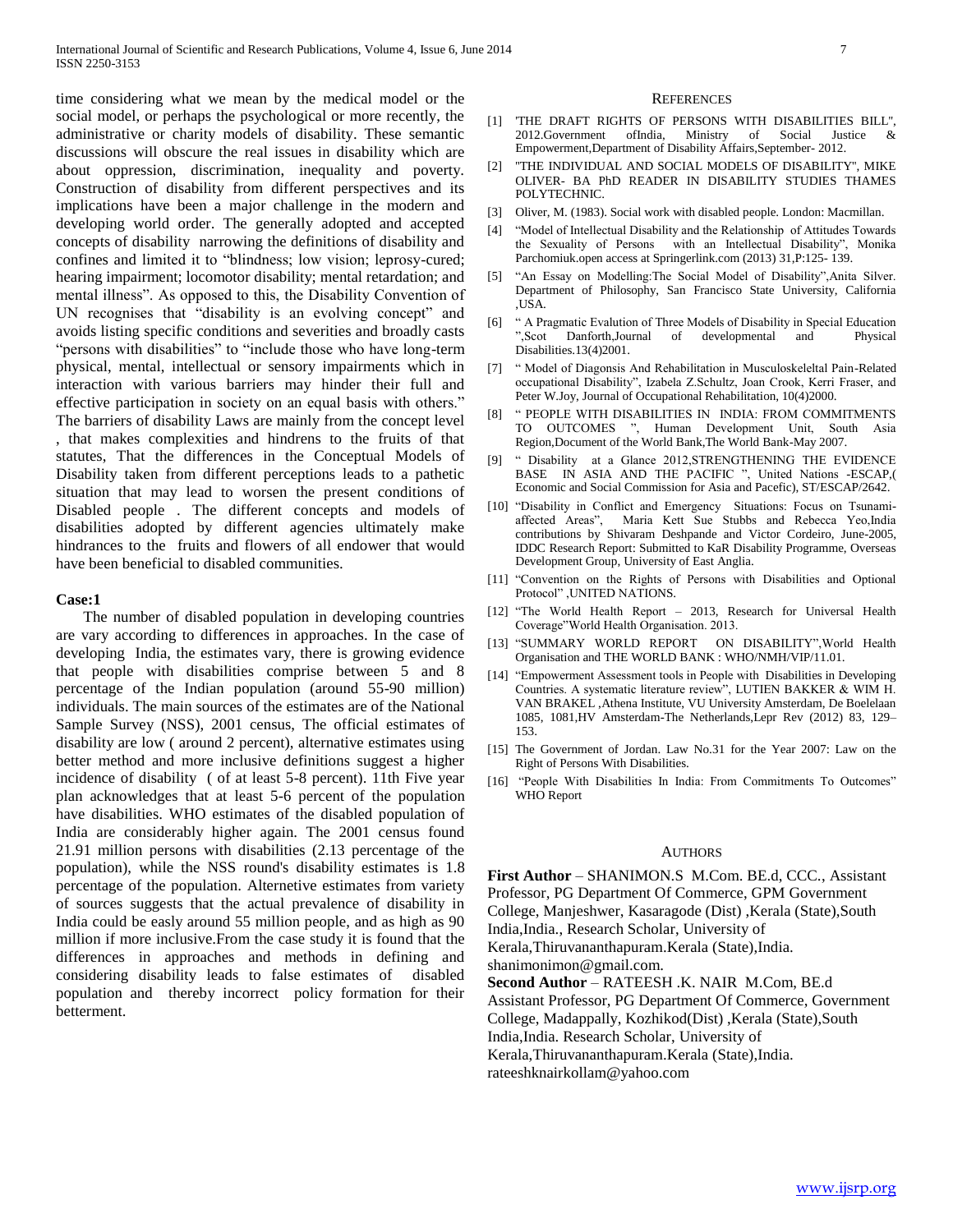time considering what we mean by the medical model or the social model, or perhaps the psychological or more recently, the administrative or charity models of disability. These semantic discussions will obscure the real issues in disability which are about oppression, discrimination, inequality and poverty. Construction of disability from different perspectives and its implications have been a major challenge in the modern and developing world order. The generally adopted and accepted concepts of disability narrowing the definitions of disability and confines and limited it to "blindness; low vision; leprosy-cured; hearing impairment; locomotor disability; mental retardation; and mental illness". As opposed to this, the Disability Convention of UN recognises that "disability is an evolving concept" and avoids listing specific conditions and severities and broadly casts "persons with disabilities" to "include those who have long-term physical, mental, intellectual or sensory impairments which in interaction with various barriers may hinder their full and effective participation in society on an equal basis with others." The barriers of disability Laws are mainly from the concept level , that makes complexities and hindrens to the fruits of that statutes, That the differences in the Conceptual Models of Disability taken from different perceptions leads to a pathetic situation that may lead to worsen the present conditions of Disabled people . The different concepts and models of disabilities adopted by different agencies ultimately make hindrances to the fruits and flowers of all endower that would have been beneficial to disabled communities.

**Case:1**

The number of disabled population in developing countries are vary according to differences in approaches. In the case of developing India, the estimates vary, there is growing evidence that people with disabilities comprise between 5 and 8 percentage of the Indian population (around 55-90 million) individuals. The main sources of the estimates are of the National Sample Survey (NSS), 2001 census, The official estimates of disability are low ( around 2 percent), alternative estimates using better method and more inclusive definitions suggest a higher incidence of disability ( of at least 5-8 percent). 11th Five year plan acknowledges that at least 5-6 percent of the population have disabilities. WHO estimates of the disabled population of India are considerably higher again. The 2001 census found 21.91 million persons with disabilities (2.13 percentage of the population), while the NSS round's disability estimates is 1.8 percentage of the population. Alternetive estimates from variety of sources suggests that the actual prevalence of disability in India could be easly around 55 million people, and as high as 90 million if more inclusive.From the case study it is found that the differences in approaches and methods in defining and considering disability leads to false estimates of disabled population and thereby incorrect policy formation for their betterment.

## REFERENCES

[1] 'THE DRAFT RIGHTS OF PERSONS WITH DISABILITIES BILL", 2012.Government ofIndia, Ministry of Social Justice & Empowerment,Department of Disability Affairs,September- 2012.

[2] "THE INDIVIDUAL AND SOCIAL MODELS OF DISABILITY", MIKE OLIVER- BA PhD READER IN DISABILITY STUDIES THAMES POLYTECHNIC.

[3] Oliver, M. (1983). Social work with disabled people. London: Macmillan.

[4] "Model of Intellectual Disability and the Relationship of Attitudes Towards the Sexuality of Persons with an Intellectual Disability", Monika Parchomiuk.open access at Springerlink.com (2013) 31,P:125- 139.

[5] "An Essay on Modelling:The Social Model of Disability",Anita Silver. Department of Philosophy, San Francisco State University, California ,USA.

[6] " A Pragmatic Evalution of Three Models of Disability in Special Education ",Scot Danforth,Journal of developmental and Physical Disabilities.13(4)2001.

[7] " Model of Diagonsis And Rehabilitation in Musculoskeleltal Pain-Related occupational Disability", Izabela Z.Schultz, Joan Crook, Kerri Fraser, and Peter W.Joy, Journal of Occupational Rehabilitation, 10(4)2000.

[8] " PEOPLE WITH DISABILITIES IN INDIA: FROM COMMITMENTS TO OUTCOMES ", Human Development Unit, South Asia Region,Document of the World Bank,The World Bank-May 2007.

[9] " Disability at a Glance 2012,STRENGTHENING THE EVIDENCE BASE IN ASIA AND THE PACIFIC ", United Nations -ESCAP,( Economic and Social Commission for Asia and Pacefic), ST/ESCAP/2642.

[10] "Disability in Conflict and Emergency Situations: Focus on Tsunami-affected Areas", Maria Kett Sue Stubbs and Rebecca Yeo,India contributions by Shivaram Deshpande and Victor Cordeiro, June-2005, IDDC Research Report: Submitted to KaR Disability Programme, Overseas Development Group, University of East Anglia.

[11] "Convention on the Rights of Persons with Disabilities and Optional Protocol" ,UNITED NATIONS.

[12] "The World Health Report – 2013, Research for Universal Health Coverage"World Health Organisation. 2013.

[13] "SUMMARY WORLD REPORT ON DISABILITY",World Health Organisation and THE WORLD BANK : WHO/NMH/VIP/11.01.

[14] "Empowerment Assessment tools in People with Disabilities in Developing Countries. A systematic literature review", LUTIEN BAKKER & WIM H. VAN BRAKEL ,Athena Institute, VU University Amsterdam, De Boelelaan 1085, 1081,HV Amsterdam-The Netherlands,Lepr Rev (2012) 83, 129–153.

[15] The Government of Jordan. Law No.31 for the Year 2007: Law on the Right of Persons With Disabilities.

[16] "People With Disabilities In India: From Commitments To Outcomes" WHO Report

## AUTHORS

**First Author** – SHANIMON.S M.Com. BE.d, CCC., Assistant Professor, PG Department Of Commerce, GPM Government College, Manjeshwer, Kasaragode (Dist) ,Kerala (State),South India,India., Research Scholar, University of Kerala,Thiruvananthapuram.Kerala (State),India. shanimonimon@gmail.com.

**Second Author** – RATEESH .K. NAIR M.Com, BE.d Assistant Professor, PG Department Of Commerce, Government College, Madappally, Kozhikod(Dist) ,Kerala (State),South India,India. Research Scholar, University of Kerala,Thiruvananthapuram.Kerala (State),India. rateeshknairkollam@yahoo.com